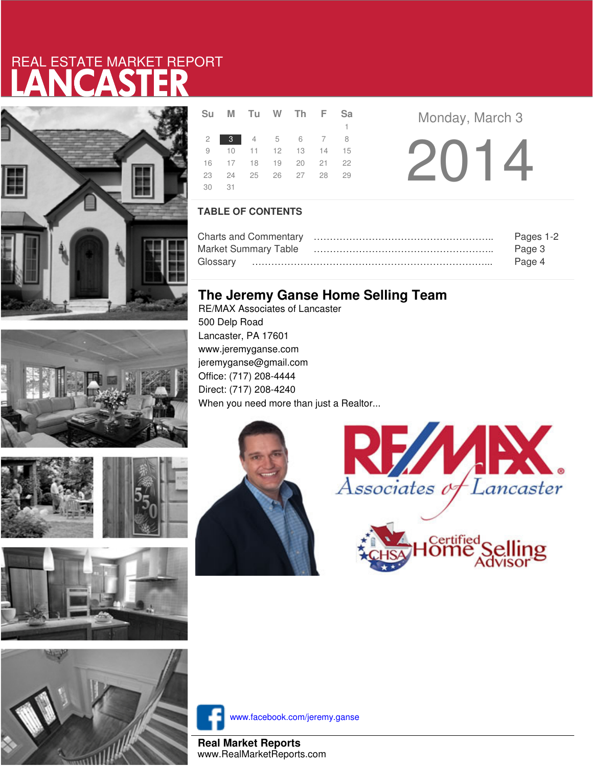REAL ESTATE MARKET REPORT

# LANCASTER

| Su | M | Tu | W | Th | F | Sa |
|---|---|---|---|---|---|---|
| | | | | | | 1 |
| 2 | 3 | 4 | 5 | 6 | 7 | 8 |
| 9 | 10 | 11 | 12 | 13 | 14 | 15 |
| 16 | 17 | 18 | 19 | 20 | 21 | 22 |
| 23 | 24 | 25 | 26 | 27 | 28 | 29 |
| 30 | 31 | | | | | |

Monday, March 3

2014

## TABLE OF CONTENTS

| | |
|---|---|
| Charts and Commentary | Pages 1-2 |
| Market Summary Table | Page 3 |
| Glossary | Page 4 |

## The Jeremy Ganse Home Selling Team

RE/MAX Associates of Lancaster
500 Delp Road
Lancaster, PA 17601
www.jeremyganse.com
jeremyganse@gmail.com
Office: (717) 208-4444
Direct: (717) 208-4240
When you need more than just a Realtor...

RE/MAX Associates of Lancaster

CHSA Certified Home Selling Advisor

www.facebook.com/jeremy.ganse

**Real Market Reports**
www.RealMarketReports.com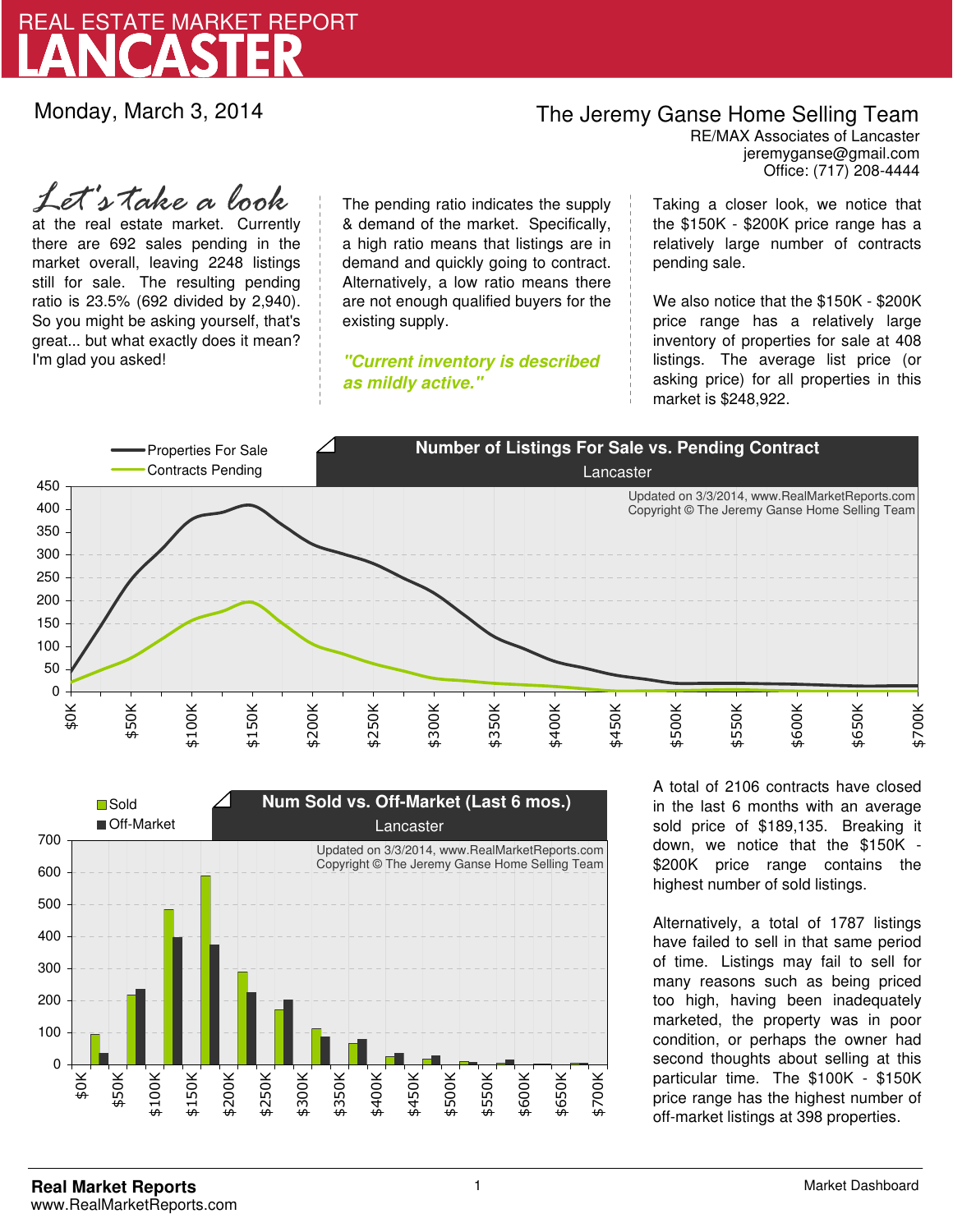# REAL ESTATE MARKET REPORT
# LANCASTER

Monday, March 3, 2014

**The Jeremy Ganse Home Selling Team**
RE/MAX Associates of Lancaster
jeremyganse@gmail.com
Office: (717) 208-4444

*Let's take a look* at the real estate market. Currently there are 692 sales pending in the market overall, leaving 2248 listings still for sale. The resulting pending ratio is 23.5% (692 divided by 2,940). So you might be asking yourself, that's great... but what exactly does it mean? I'm glad you asked!

The pending ratio indicates the supply & demand of the market. Specifically, a high ratio means that listings are in demand and quickly going to contract. Alternatively, a low ratio means there are not enough qualified buyers for the existing supply.

***"Current inventory is described as mildly active."***

Taking a closer look, we notice that the $150K - $200K price range has a relatively large number of contracts pending sale.

We also notice that the $150K - $200K price range has a relatively large inventory of properties for sale at 408 listings. The average list price (or asking price) for all properties in this market is $248,922.

**Number of Listings For Sale vs. Pending Contract**
Lancaster

Updated on 3/3/2014, www.RealMarketReports.com
Copyright © The Jeremy Ganse Home Selling Team

**Num Sold vs. Off-Market (Last 6 mos.)**
Lancaster

Updated on 3/3/2014, www.RealMarketReports.com
Copyright © The Jeremy Ganse Home Selling Team

A total of 2106 contracts have closed in the last 6 months with an average sold price of $189,135. Breaking it down, we notice that the $150K - $200K price range contains the highest number of sold listings.

Alternatively, a total of 1787 listings have failed to sell in that same period of time. Listings may fail to sell for many reasons such as being priced too high, having been inadequately marketed, the property was in poor condition, or perhaps the owner had second thoughts about selling at this particular time. The $100K - $150K price range has the highest number of off-market listings at 398 properties.

**Real Market Reports**
www.RealMarketReports.com

Market Dashboard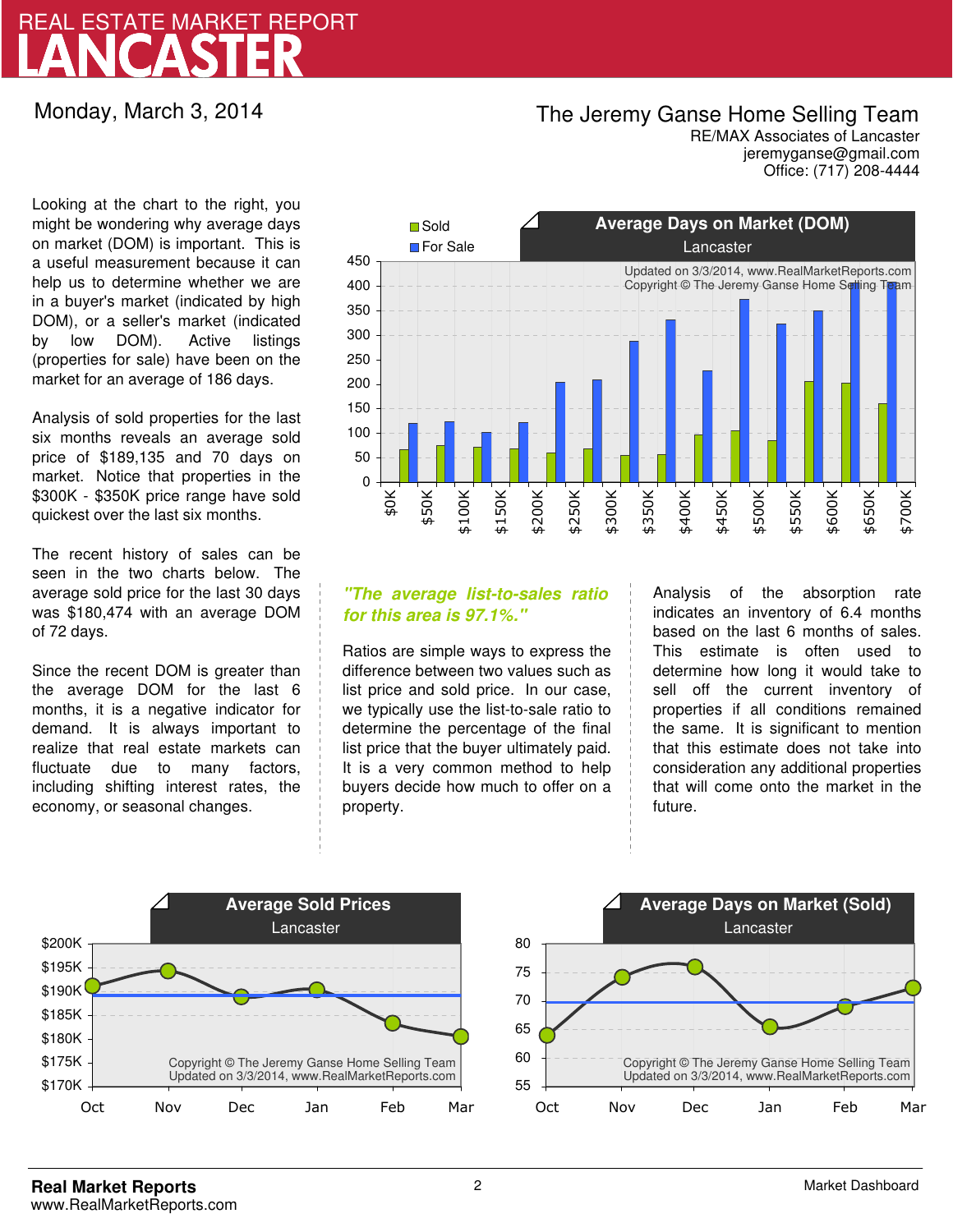# REAL ESTATE MARKET REPORT
# LANCASTER

Monday, March 3, 2014

**The Jeremy Ganse Home Selling Team**
RE/MAX Associates of Lancaster
jeremyganse@gmail.com
Office: (717) 208-4444

Looking at the chart to the right, you might be wondering why average days on market (DOM) is important. This is a useful measurement because it can help us to determine whether we are in a buyer's market (indicated by high DOM), or a seller's market (indicated by low DOM). Active listings (properties for sale) have been on the market for an average of 186 days.

Analysis of sold properties for the last six months reveals an average sold price of $189,135 and 70 days on market. Notice that properties in the $300K - $350K price range have sold quickest over the last six months.

The recent history of sales can be seen in the two charts below. The average sold price for the last 30 days was $180,474 with an average DOM of 72 days.

Since the recent DOM is greater than the average DOM for the last 6 months, it is a negative indicator for demand. It is always important to realize that real estate markets can fluctuate due to many factors, including shifting interest rates, the economy, or seasonal changes.

**Average Days on Market (DOM)**
Lancaster

Updated on 3/3/2014, www.RealMarketReports.com
Copyright © The Jeremy Ganse Home Selling Team

*"The average list-to-sales ratio for this area is 97.1%."*

Ratios are simple ways to express the difference between two values such as list price and sold price. In our case, we typically use the list-to-sale ratio to determine the percentage of the final list price that the buyer ultimately paid. It is a very common method to help buyers decide how much to offer on a property.

Analysis of the absorption rate indicates an inventory of 6.4 months based on the last 6 months of sales. This estimate is often used to determine how long it would take to sell off the current inventory of properties if all conditions remained the same. It is significant to mention that this estimate does not take into consideration any additional properties that will come onto the market in the future.

**Average Sold Prices**
Lancaster

Copyright © The Jeremy Ganse Home Selling Team
Updated on 3/3/2014, www.RealMarketReports.com

**Average Days on Market (Sold)**
Lancaster

Copyright © The Jeremy Ganse Home Selling Team
Updated on 3/3/2014, www.RealMarketReports.com

**Real Market Reports**
www.RealMarketReports.com

Market Dashboard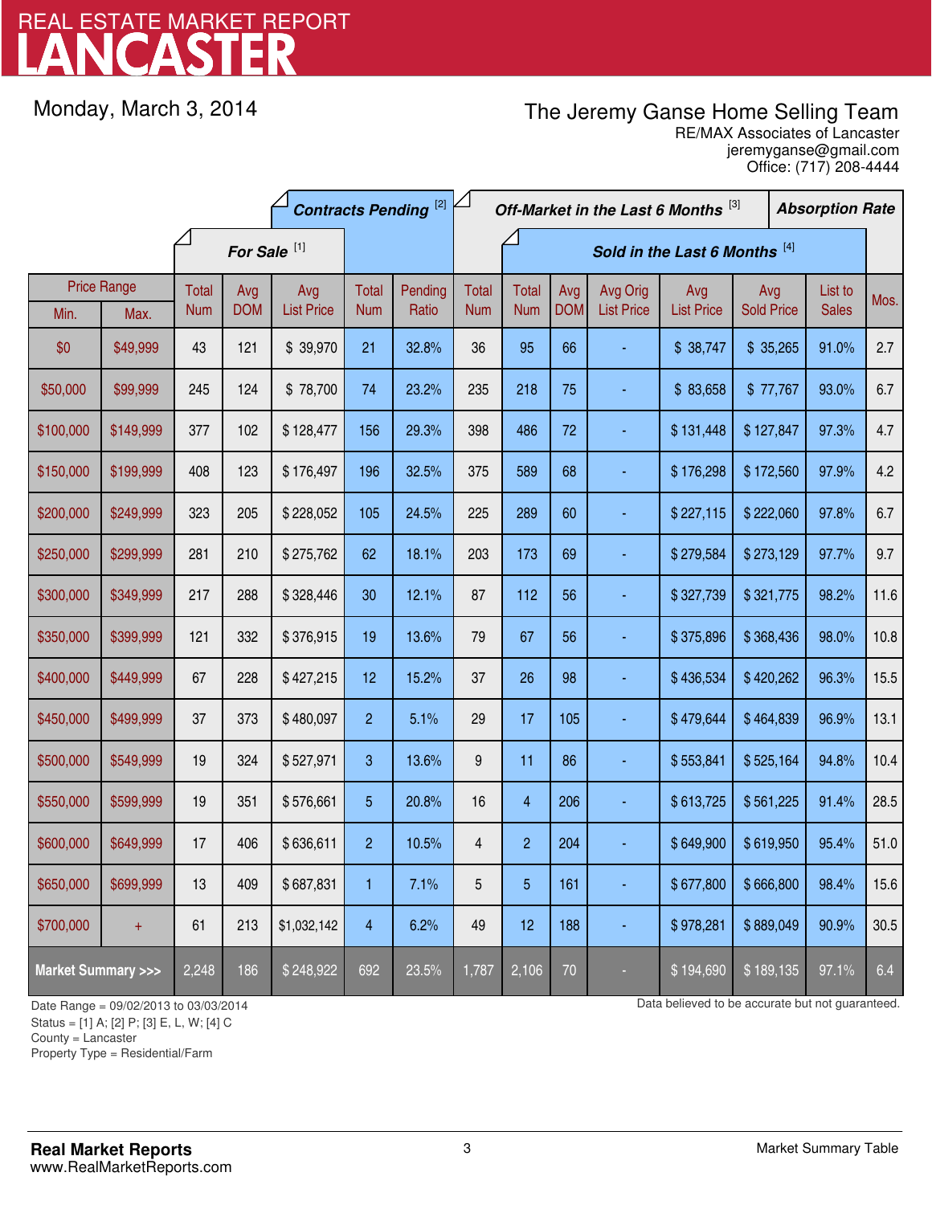# REAL ESTATE MARKET REPORT
# LANCASTER

Monday, March 3, 2014

**The Jeremy Ganse Home Selling Team**
RE/MAX Associates of Lancaster
jeremyganse@gmail.com
Office: (717) 208-4444

| Price Range | | For Sale [1] | | | Contracts Pending [2] | | Off-Market in the Last 6 Months [3] | Sold in the Last 6 Months [4] | | | | | | Absorption Rate |
|---|---|---|---|---|---|---|---|---|---|---|---|---|---|---|
| Min. | Max. | Total Num | Avg DOM | Avg List Price | Total Num | Pending Ratio | Total Num | Total Num | Avg DOM | Avg Orig List Price | Avg List Price | Avg Sold Price | List to Sales | Mos. |
| $0 | $49,999 | 43 | 121 | $ 39,970 | 21 | 32.8% | 36 | 95 | 66 | - | $ 38,747 | $ 35,265 | 91.0% | 2.7 |
| $50,000 | $99,999 | 245 | 124 | $ 78,700 | 74 | 23.2% | 235 | 218 | 75 | - | $ 83,658 | $ 77,767 | 93.0% | 6.7 |
| $100,000 | $149,999 | 377 | 102 | $ 128,477 | 156 | 29.3% | 398 | 486 | 72 | - | $ 131,448 | $ 127,847 | 97.3% | 4.7 |
| $150,000 | $199,999 | 408 | 123 | $ 176,497 | 196 | 32.5% | 375 | 589 | 68 | - | $ 176,298 | $ 172,560 | 97.9% | 4.2 |
| $200,000 | $249,999 | 323 | 205 | $ 228,052 | 105 | 24.5% | 225 | 289 | 60 | - | $ 227,115 | $ 222,060 | 97.8% | 6.7 |
| $250,000 | $299,999 | 281 | 210 | $ 275,762 | 62 | 18.1% | 203 | 173 | 69 | - | $ 279,584 | $ 273,129 | 97.7% | 9.7 |
| $300,000 | $349,999 | 217 | 288 | $ 328,446 | 30 | 12.1% | 87 | 112 | 56 | - | $ 327,739 | $ 321,775 | 98.2% | 11.6 |
| $350,000 | $399,999 | 121 | 332 | $ 376,915 | 19 | 13.6% | 79 | 67 | 56 | - | $ 375,896 | $ 368,436 | 98.0% | 10.8 |
| $400,000 | $449,999 | 67 | 228 | $ 427,215 | 12 | 15.2% | 37 | 26 | 98 | - | $ 436,534 | $ 420,262 | 96.3% | 15.5 |
| $450,000 | $499,999 | 37 | 373 | $ 480,097 | 2 | 5.1% | 29 | 17 | 105 | - | $ 479,644 | $ 464,839 | 96.9% | 13.1 |
| $500,000 | $549,999 | 19 | 324 | $ 527,971 | 3 | 13.6% | 9 | 11 | 86 | - | $ 553,841 | $ 525,164 | 94.8% | 10.4 |
| $550,000 | $599,999 | 19 | 351 | $ 576,661 | 5 | 20.8% | 16 | 4 | 206 | - | $ 613,725 | $ 561,225 | 91.4% | 28.5 |
| $600,000 | $649,999 | 17 | 406 | $ 636,611 | 2 | 10.5% | 4 | 2 | 204 | - | $ 649,900 | $ 619,950 | 95.4% | 51.0 |
| $650,000 | $699,999 | 13 | 409 | $ 687,831 | 1 | 7.1% | 5 | 5 | 161 | - | $ 677,800 | $ 666,800 | 98.4% | 15.6 |
| $700,000 | + | 61 | 213 | $1,032,142 | 4 | 6.2% | 49 | 12 | 188 | - | $ 978,281 | $ 889,049 | 90.9% | 30.5 |
| **Market Summary >>>** | | 2,248 | 186 | $ 248,922 | 692 | 23.5% | 1,787 | 2,106 | 70 | - | $ 194,690 | $ 189,135 | 97.1% | 6.4 |

Date Range = 09/02/2013 to 03/03/2014
Status = [1] A; [2] P; [3] E, L, W; [4] C
County = Lancaster
Property Type = Residential/Farm

Data believed to be accurate but not guaranteed.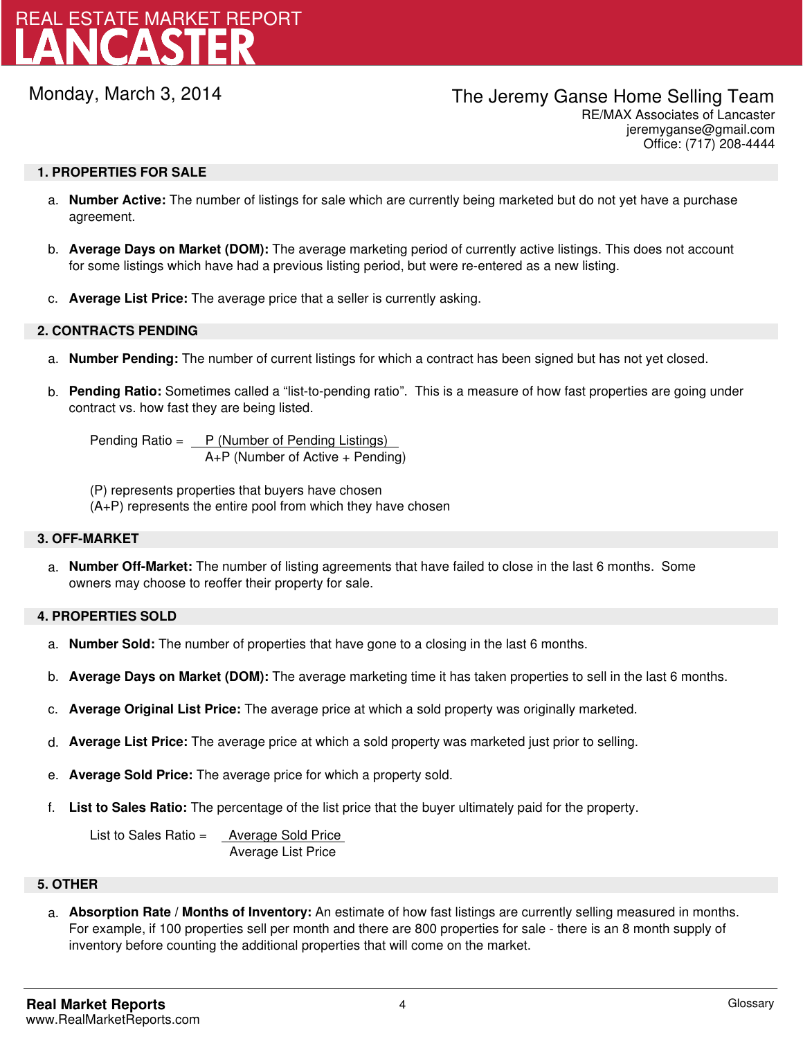# REAL ESTATE MARKET REPORT LANCASTER

Monday, March 3, 2014

**The Jeremy Ganse Home Selling Team**
RE/MAX Associates of Lancaster
jeremyganse@gmail.com
Office: (717) 208-4444

## 1. PROPERTIES FOR SALE

a. **Number Active:** The number of listings for sale which are currently being marketed but do not yet have a purchase agreement.

b. **Average Days on Market (DOM):** The average marketing period of currently active listings. This does not account for some listings which have had a previous listing period, but were re-entered as a new listing.

c. **Average List Price:** The average price that a seller is currently asking.

## 2. CONTRACTS PENDING

a. **Number Pending:** The number of current listings for which a contract has been signed but has not yet closed.

b. **Pending Ratio:** Sometimes called a "list-to-pending ratio". This is a measure of how fast properties are going under contract vs. how fast they are being listed.

$$\text{Pending Ratio} = \frac{\text{P (Number of Pending Listings)}}{\text{A+P (Number of Active + Pending)}}$$

(P) represents properties that buyers have chosen
(A+P) represents the entire pool from which they have chosen

## 3. OFF-MARKET

a. **Number Off-Market:** The number of listing agreements that have failed to close in the last 6 months. Some owners may choose to reoffer their property for sale.

## 4. PROPERTIES SOLD

a. **Number Sold:** The number of properties that have gone to a closing in the last 6 months.

b. **Average Days on Market (DOM):** The average marketing time it has taken properties to sell in the last 6 months.

c. **Average Original List Price:** The average price at which a sold property was originally marketed.

d. **Average List Price:** The average price at which a sold property was marketed just prior to selling.

e. **Average Sold Price:** The average price for which a property sold.

f. **List to Sales Ratio:** The percentage of the list price that the buyer ultimately paid for the property.

$$\text{List to Sales Ratio} = \frac{\text{Average Sold Price}}{\text{Average List Price}}$$

## 5. OTHER

a. **Absorption Rate / Months of Inventory:** An estimate of how fast listings are currently selling measured in months. For example, if 100 properties sell per month and there are 800 properties for sale - there is an 8 month supply of inventory before counting the additional properties that will come on the market.